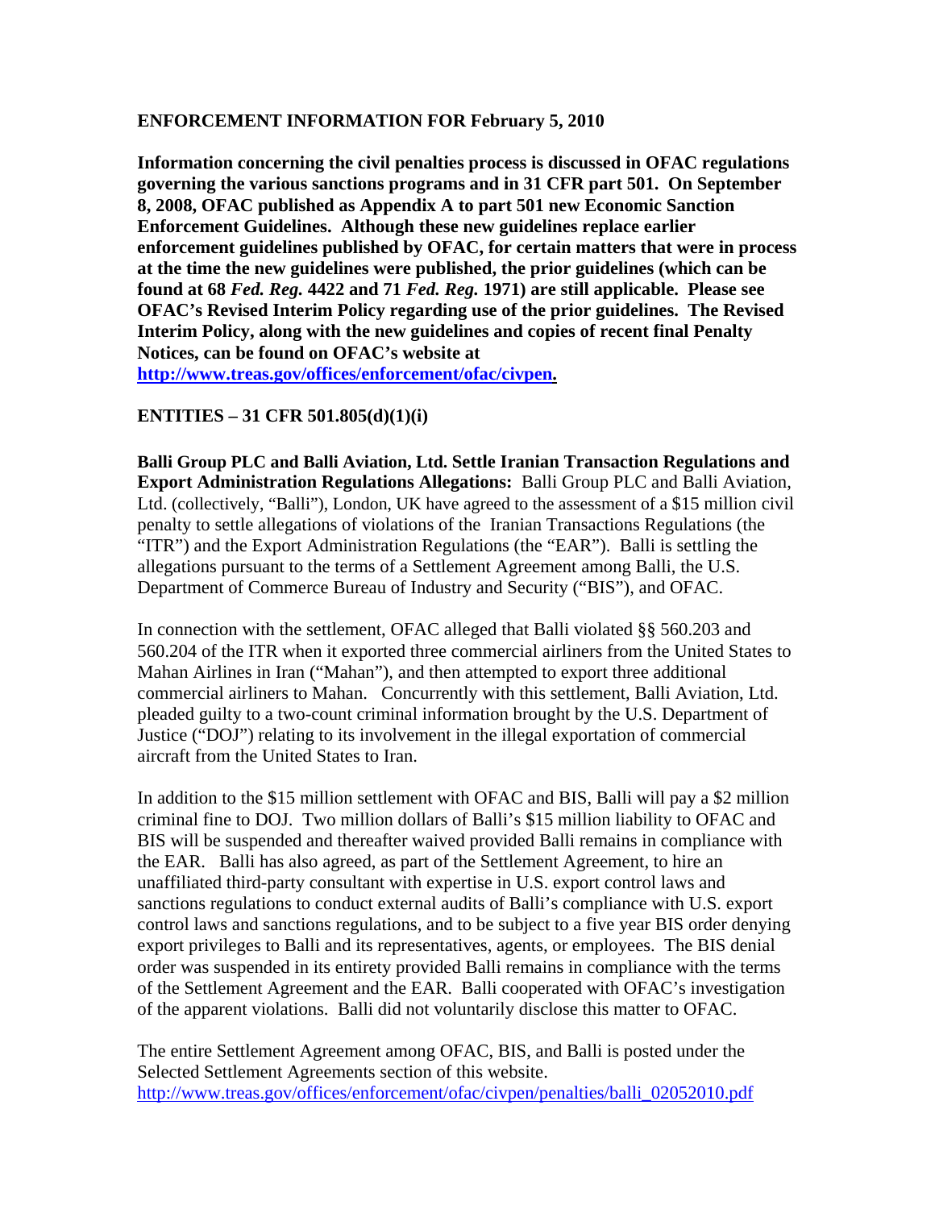## ENFORCEMENT INFORMATION FOR February 5, 2010

**Information concerning the civil penalties process is discussed in OFAC regulations governing the various sanctions programs and in 31 CFR part 501. On September 8, 2008, OFAC published as Appendix A to part 501 new Economic Sanction Enforcement Guidelines. Although these new guidelines replace earlier enforcement guidelines published by OFAC, for certain matters that were in process at the time the new guidelines were published, the prior guidelines (which can be found at 68 *Fed. Reg.* 4422 and 71 *Fed. Reg.* 1971) are still applicable. Please see OFAC's Revised Interim Policy regarding use of the prior guidelines. The Revised Interim Policy, along with the new guidelines and copies of recent final Penalty Notices, can be found on OFAC's website at [http://www.treas.gov/offices/enforcement/ofac/civpen](http://www.treas.gov/offices/enforcement/ofac/civpen).**

### ENTITIES – 31 CFR 501.805(d)(1)(i)

**Balli Group PLC and Balli Aviation, Ltd. Settle Iranian Transaction Regulations and Export Administration Regulations Allegations:** Balli Group PLC and Balli Aviation, Ltd. (collectively, "Balli"), London, UK have agreed to the assessment of a $15 million civil penalty to settle allegations of violations of the Iranian Transactions Regulations (the "ITR") and the Export Administration Regulations (the "EAR"). Balli is settling the allegations pursuant to the terms of a Settlement Agreement among Balli, the U.S. Department of Commerce Bureau of Industry and Security ("BIS"), and OFAC.

In connection with the settlement, OFAC alleged that Balli violated §§ 560.203 and 560.204 of the ITR when it exported three commercial airliners from the United States to Mahan Airlines in Iran ("Mahan"), and then attempted to export three additional commercial airliners to Mahan. Concurrently with this settlement, Balli Aviation, Ltd. pleaded guilty to a two-count criminal information brought by the U.S. Department of Justice ("DOJ") relating to its involvement in the illegal exportation of commercial aircraft from the United States to Iran.

In addition to the $15 million settlement with OFAC and BIS, Balli will pay a $2 million criminal fine to DOJ. Two million dollars of Balli's $15 million liability to OFAC and BIS will be suspended and thereafter waived provided Balli remains in compliance with the EAR. Balli has also agreed, as part of the Settlement Agreement, to hire an unaffiliated third-party consultant with expertise in U.S. export control laws and sanctions regulations to conduct external audits of Balli's compliance with U.S. export control laws and sanctions regulations, and to be subject to a five year BIS order denying export privileges to Balli and its representatives, agents, or employees. The BIS denial order was suspended in its entirety provided Balli remains in compliance with the terms of the Settlement Agreement and the EAR. Balli cooperated with OFAC's investigation of the apparent violations. Balli did not voluntarily disclose this matter to OFAC.

The entire Settlement Agreement among OFAC, BIS, and Balli is posted under the Selected Settlement Agreements section of this website.
[http://www.treas.gov/offices/enforcement/ofac/civpen/penalties/balli_02052010.pdf](http://www.treas.gov/offices/enforcement/ofac/civpen/penalties/balli_02052010.pdf)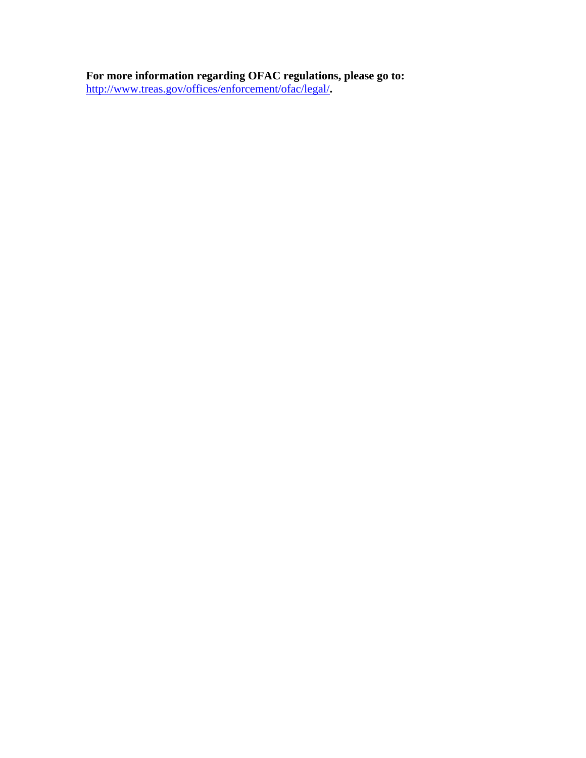**For more information regarding OFAC regulations, please go to:** http://www.treas.gov/offices/enforcement/ofac/legal/**.**